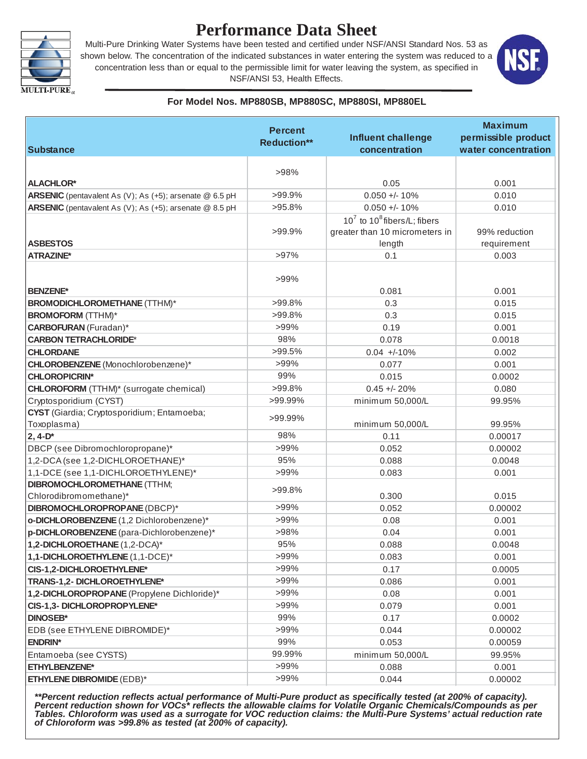# Performance Data Sheet

Multi-Pure Drinking Water Systems have been tested and certified under NSF/ANSI Standard Nos. 53 as shown below. The concentration of the indicated substances in water entering the system was reduced to a concentration less than or equal to the permissible limit for water leaving the system, as specified in NSF/ANSI 53, Health Effects.

**For Model Nos. MP880SB, MP880SC, MP880SI, MP880EL**

| Substance | Percent Reduction** | Influent challenge concentration | Maximum permissible product water concentration |
|---|---|---|---|
| **ALACHLOR*** | >98% | 0.05 | 0.001 |
| **ARSENIC** (pentavalent As (V); As (+5); arsenate @ 6.5 pH | >99.9% | 0.050 +/- 10% | 0.010 |
| **ARSENIC** (pentavalent As (V); As (+5); arsenate @ 8.5 pH | >95.8% | 0.050 +/- 10% | 0.010 |
| **ASBESTOS** | >99.9% | $10^7$ to $10^8$ fibers/L; fibers greater than 10 micrometers in length | 99% reduction requirement |
| **ATRAZINE*** | >97% | 0.1 | 0.003 |
| **BENZENE*** | >99% | 0.081 | 0.001 |
| **BROMODICHLOROMETHANE** (TTHM)* | >99.8% | 0.3 | 0.015 |
| **BROMOFORM** (TTHM)* | >99.8% | 0.3 | 0.015 |
| **CARBOFURAN** (Furadan)* | >99% | 0.19 | 0.001 |
| **CARBON TETRACHLORIDE*** | 98% | 0.078 | 0.0018 |
| **CHLORDANE** | >99.5% | 0.04 +/-10% | 0.002 |
| **CHLOROBENZENE** (Monochlorobenzene)* | >99% | 0.077 | 0.001 |
| **CHLOROPICRIN*** | 99% | 0.015 | 0.0002 |
| **CHLOROFORM** (TTHM)* (surrogate chemical) | >99.8% | 0.45 +/- 20% | 0.080 |
| Cryptosporidium (CYST) | >99.99% | minimum 50,000/L | 99.95% |
| **CYST** (Giardia; Cryptosporidium; Entamoeba; Toxoplasma) | >99.99% | minimum 50,000/L | 99.95% |
| **2, 4-D*** | 98% | 0.11 | 0.00017 |
| DBCP (see Dibromochloropropane)* | >99% | 0.052 | 0.00002 |
| 1,2-DCA (see 1,2-DICHLOROETHANE)* | 95% | 0.088 | 0.0048 |
| 1,1-DCE (see 1,1-DICHLOROETHYLENE)* | >99% | 0.083 | 0.001 |
| **DIBROMOCHLOROMETHANE** (TTHM; Chlorodibromomethane)* | >99.8% | 0.300 | 0.015 |
| **DIBROMOCHLOROPROPANE** (DBCP)* | >99% | 0.052 | 0.00002 |
| **o-DICHLOROBENZENE** (1,2 Dichlorobenzene)* | >99% | 0.08 | 0.001 |
| **p-DICHLOROBENZENE** (para-Dichlorobenzene)* | >98% | 0.04 | 0.001 |
| **1,2-DICHLOROETHANE** (1,2-DCA)* | 95% | 0.088 | 0.0048 |
| **1,1-DICHLOROETHYLENE** (1,1-DCE)* | >99% | 0.083 | 0.001 |
| **CIS-1,2-DICHLOROETHYLENE*** | >99% | 0.17 | 0.0005 |
| **TRANS-1,2- DICHLOROETHYLENE*** | >99% | 0.086 | 0.001 |
| **1,2-DICHLOROPROPANE** (Propylene Dichloride)* | >99% | 0.08 | 0.001 |
| **CIS-1,3- DICHLOROPROPYLENE*** | >99% | 0.079 | 0.001 |
| **DINOSEB*** | 99% | 0.17 | 0.0002 |
| EDB (see ETHYLENE DIBROMIDE)* | >99% | 0.044 | 0.00002 |
| **ENDRIN*** | 99% | 0.053 | 0.00059 |
| Entamoeba (see CYSTS) | 99.99% | minimum 50,000/L | 99.95% |
| **ETHYLBENZENE*** | >99% | 0.088 | 0.001 |
| **ETHYLENE DIBROMIDE** (EDB)* | >99% | 0.044 | 0.00002 |

***\*\*Percent reduction reflects actual performance of Multi-Pure product as specifically tested (at 200% of capacity). Percent reduction shown for VOCs\* reflects the allowable claims for Volatile Organic Chemicals/Compounds as per Tables. Chloroform was used as a surrogate for VOC reduction claims: the Multi-Pure Systems' actual reduction rate of Chloroform was >99.8% as tested (at 200% of capacity).***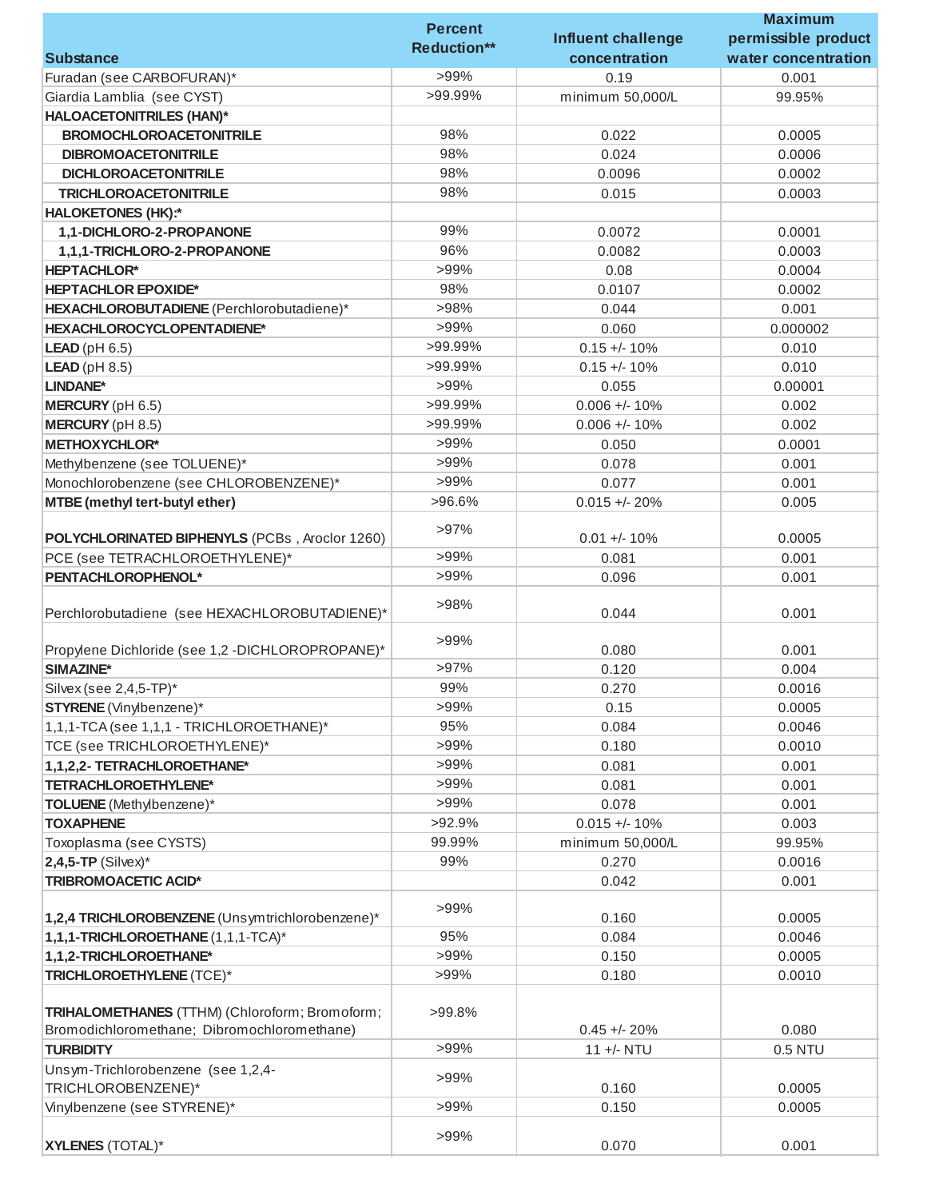| Substance | Percent Reduction** | Influent challenge concentration | Maximum permissible product water concentration |
|---|---|---|---|
| Furadan (see CARBOFURAN)* | >99% | 0.19 | 0.001 |
| Giardia Lamblia (see CYST) | >99.99% | minimum 50,000/L | 99.95% |
| **HALOACETONITRILES (HAN)*** | | | |
| **BROMOCHLOROACETONITRILE** | 98% | 0.022 | 0.0005 |
| **DIBROMOACETONITRILE** | 98% | 0.024 | 0.0006 |
| **DICHLOROACETONITRILE** | 98% | 0.0096 | 0.0002 |
| **TRICHLOROACETONITRILE** | 98% | 0.015 | 0.0003 |
| **HALOKETONES (HK):*** | | | |
| **1,1-DICHLORO-2-PROPANONE** | 99% | 0.0072 | 0.0001 |
| **1,1,1-TRICHLORO-2-PROPANONE** | 96% | 0.0082 | 0.0003 |
| **HEPTACHLOR*** | >99% | 0.08 | 0.0004 |
| **HEPTACHLOR EPOXIDE*** | 98% | 0.0107 | 0.0002 |
| **HEXACHLOROBUTADIENE** (Perchlorobutadiene)* | >98% | 0.044 | 0.001 |
| **HEXACHLOROCYCLOPENTADIENE*** | >99% | 0.060 | 0.000002 |
| **LEAD** (pH 6.5) | >99.99% | 0.15 +/- 10% | 0.010 |
| **LEAD** (pH 8.5) | >99.99% | 0.15 +/- 10% | 0.010 |
| **LINDANE*** | >99% | 0.055 | 0.00001 |
| **MERCURY** (pH 6.5) | >99.99% | 0.006 +/- 10% | 0.002 |
| **MERCURY** (pH 8.5) | >99.99% | 0.006 +/- 10% | 0.002 |
| **METHOXYCHLOR*** | >99% | 0.050 | 0.0001 |
| Methylbenzene (see TOLUENE)* | >99% | 0.078 | 0.001 |
| Monochlorobenzene (see CHLOROBENZENE)* | >99% | 0.077 | 0.001 |
| **MTBE (methyl tert-butyl ether)** | >96.6% | 0.015 +/- 20% | 0.005 |
| **POLYCHLORINATED BIPHENYLS** (PCBs , Aroclor 1260) | >97% | 0.01 +/- 10% | 0.0005 |
| PCE (see TETRACHLOROETHYLENE)* | >99% | 0.081 | 0.001 |
| **PENTACHLOROPHENOL*** | >99% | 0.096 | 0.001 |
| Perchlorobutadiene (see HEXACHLOROBUTADIENE)* | >98% | 0.044 | 0.001 |
| Propylene Dichloride (see 1,2 -DICHLOROPROPANE)* | >99% | 0.080 | 0.001 |
| **SIMAZINE*** | >97% | 0.120 | 0.004 |
| Silvex (see 2,4,5-TP)* | 99% | 0.270 | 0.0016 |
| **STYRENE** (Vinylbenzene)* | >99% | 0.15 | 0.0005 |
| 1,1,1-TCA (see 1,1,1 - TRICHLOROETHANE)* | 95% | 0.084 | 0.0046 |
| TCE (see TRICHLOROETHYLENE)* | >99% | 0.180 | 0.0010 |
| **1,1,2,2- TETRACHLOROETHANE*** | >99% | 0.081 | 0.001 |
| **TETRACHLOROETHYLENE*** | >99% | 0.081 | 0.001 |
| **TOLUENE** (Methylbenzene)* | >99% | 0.078 | 0.001 |
| **TOXAPHENE** | >92.9% | 0.015 +/- 10% | 0.003 |
| Toxoplasma (see CYSTS) | 99.99% | minimum 50,000/L | 99.95% |
| **2,4,5-TP** (Silvex)* | 99% | 0.270 | 0.0016 |
| **TRIBROMOACETIC ACID*** | | 0.042 | 0.001 |
| **1,2,4 TRICHLOROBENZENE** (Unsymtrichlorobenzene)* | >99% | 0.160 | 0.0005 |
| **1,1,1-TRICHLOROETHANE** (1,1,1-TCA)* | 95% | 0.084 | 0.0046 |
| **1,1,2-TRICHLOROETHANE*** | >99% | 0.150 | 0.0005 |
| **TRICHLOROETHYLENE** (TCE)* | >99% | 0.180 | 0.0010 |
| **TRIHALOMETHANES** (TTHM) (Chloroform; Bromoform; Bromodichloromethane; Dibromochloromethane) | >99.8% | 0.45 +/- 20% | 0.080 |
| **TURBIDITY** | >99% | 11 +/- NTU | 0.5 NTU |
| Unsym-Trichlorobenzene (see 1,2,4-TRICHLOROBENZENE)* | >99% | 0.160 | 0.0005 |
| Vinylbenzene (see STYRENE)* | >99% | 0.150 | 0.0005 |
| **XYLENES** (TOTAL)* | >99% | 0.070 | 0.001 |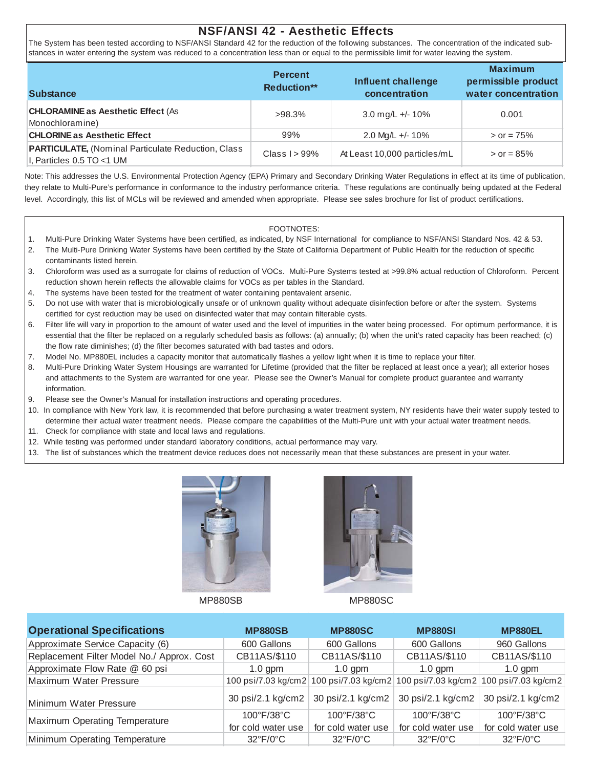## NSF/ANSI 42 - Aesthetic Effects

The System has been tested according to NSF/ANSI Standard 42 for the reduction of the following substances. The concentration of the indicated substances in water entering the system was reduced to a concentration less than or equal to the permissible limit for water leaving the system.

| Substance | Percent Reduction** | Influent challenge concentration | Maximum permissible product water concentration |
|---|---|---|---|
| **CHLORAMINE as Aesthetic Effect** (As Monochloramine) | >98.3% | 3.0 mg/L +/- 10% | 0.001 |
| **CHLORINE as Aesthetic Effect** | 99% | 2.0 Mg/L +/- 10% | > or = 75% |
| **PARTICULATE,** (Nominal Particulate Reduction, Class I, Particles 0.5 TO <1 UM | Class I > 99% | At Least 10,000 particles/mL | > or = 85% |

Note: This addresses the U.S. Environmental Protection Agency (EPA) Primary and Secondary Drinking Water Regulations in effect at its time of publication, they relate to Multi-Pure's performance in conformance to the industry performance criteria. These regulations are continually being updated at the Federal level. Accordingly, this list of MCLs will be reviewed and amended when appropriate. Please see sales brochure for list of product certifications.

FOOTNOTES:

1. Multi-Pure Drinking Water Systems have been certified, as indicated, by NSF International for compliance to NSF/ANSI Standard Nos. 42 & 53.
2. The Multi-Pure Drinking Water Systems have been certified by the State of California Department of Public Health for the reduction of specific contaminants listed herein.
3. Chloroform was used as a surrogate for claims of reduction of VOCs. Multi-Pure Systems tested at >99.8% actual reduction of Chloroform. Percent reduction shown herein reflects the allowable claims for VOCs as per tables in the Standard.
4. The systems have been tested for the treatment of water containing pentavalent arsenic.
5. Do not use with water that is microbiologically unsafe or of unknown quality without adequate disinfection before or after the system. Systems certified for cyst reduction may be used on disinfected water that may contain filterable cysts.
6. Filter life will vary in proportion to the amount of water used and the level of impurities in the water being processed. For optimum performance, it is essential that the filter be replaced on a regularly scheduled basis as follows: (a) annually; (b) when the unit's rated capacity has been reached; (c) the flow rate diminishes; (d) the filter becomes saturated with bad tastes and odors.
7. Model No. MP880EL includes a capacity monitor that automatically flashes a yellow light when it is time to replace your filter.
8. Multi-Pure Drinking Water System Housings are warranted for Lifetime (provided that the filter be replaced at least once a year); all exterior hoses and attachments to the System are warranted for one year. Please see the Owner's Manual for complete product guarantee and warranty information.
9. Please see the Owner's Manual for installation instructions and operating procedures.
10. In compliance with New York law, it is recommended that before purchasing a water treatment system, NY residents have their water supply tested to determine their actual water treatment needs. Please compare the capabilities of the Multi-Pure unit with your actual water treatment needs.
11. Check for compliance with state and local laws and regulations.
12. While testing was performed under standard laboratory conditions, actual performance may vary.
13. The list of substances which the treatment device reduces does not necessarily mean that these substances are present in your water.

MP880SB

MP880SC

| Operational Specifications | MP880SB | MP880SC | MP880SI | MP880EL |
|---|---|---|---|---|
| Approximate Service Capacity (6) | 600 Gallons | 600 Gallons | 600 Gallons | 960 Gallons |
| Replacement Filter Model No./ Approx. Cost | CB11AS/$110 | CB11AS/$110 | CB11AS/$110 | CB11AS/$110 |
| Approximate Flow Rate @ 60 psi | 1.0 gpm | 1.0 gpm | 1.0 gpm | 1.0 gpm |
| Maximum Water Pressure | 100 psi/7.03 kg/cm2 | 100 psi/7.03 kg/cm2 | 100 psi/7.03 kg/cm2 | 100 psi/7.03 kg/cm2 |
| Minimum Water Pressure | 30 psi/2.1 kg/cm2 | 30 psi/2.1 kg/cm2 | 30 psi/2.1 kg/cm2 | 30 psi/2.1 kg/cm2 |
| Maximum Operating Temperature | 100°F/38°C for cold water use | 100°F/38°C for cold water use | 100°F/38°C for cold water use | 100°F/38°C for cold water use |
| Minimum Operating Temperature | 32°F/0°C | 32°F/0°C | 32°F/0°C | 32°F/0°C |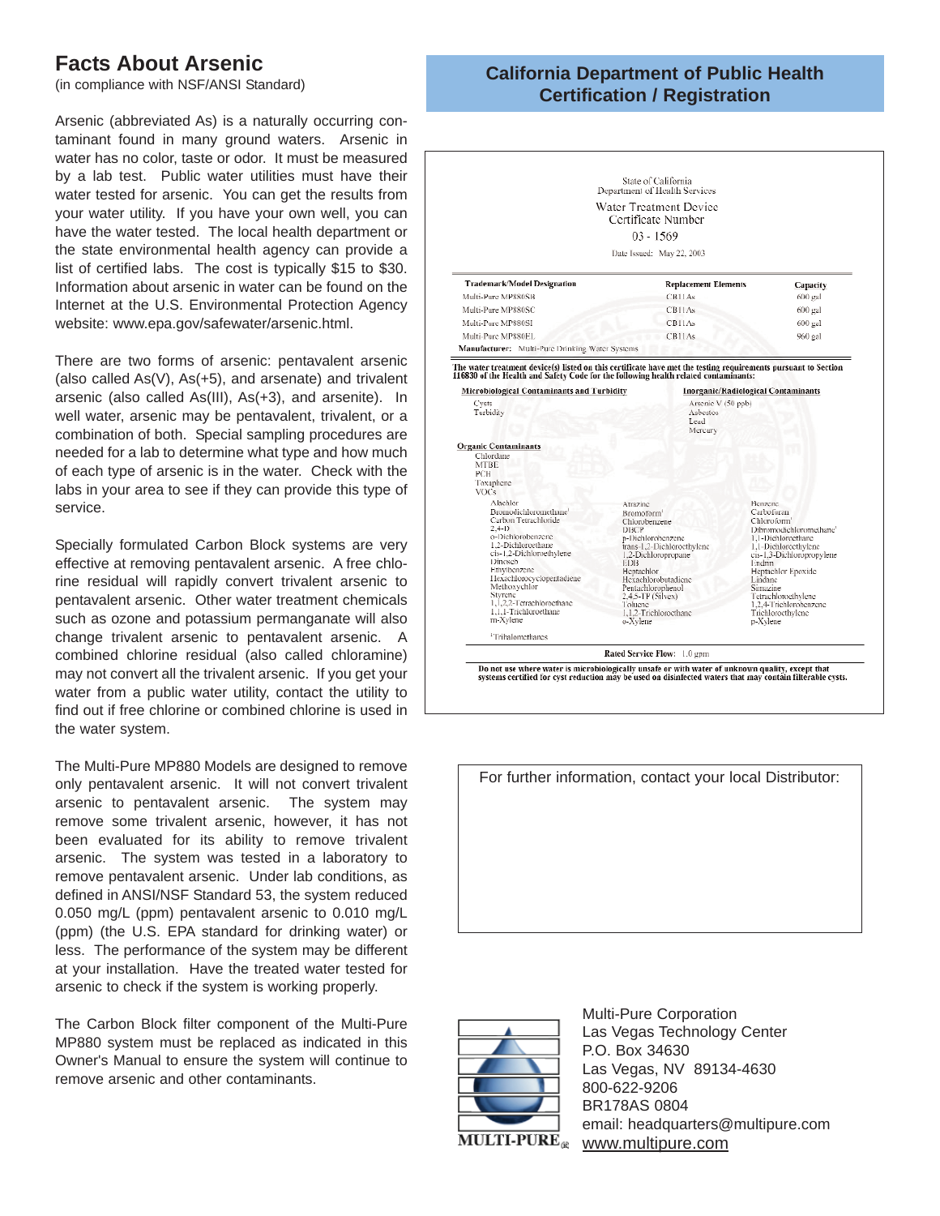# Facts About Arsenic

(in compliance with NSF/ANSI Standard)

Arsenic (abbreviated As) is a naturally occurring contaminant found in many ground waters. Arsenic in water has no color, taste or odor. It must be measured by a lab test. Public water utilities must have their water tested for arsenic. You can get the results from your water utility. If you have your own well, you can have the water tested. The local health department or the state environmental health agency can provide a list of certified labs. The cost is typically $15 to $30. Information about arsenic in water can be found on the Internet at the U.S. Environmental Protection Agency website: www.epa.gov/safewater/arsenic.html.

There are two forms of arsenic: pentavalent arsenic (also called As(V), As(+5), and arsenate) and trivalent arsenic (also called As(III), As(+3), and arsenite). In well water, arsenic may be pentavalent, trivalent, or a combination of both. Special sampling procedures are needed for a lab to determine what type and how much of each type of arsenic is in the water. Check with the labs in your area to see if they can provide this type of service.

Specially formulated Carbon Block systems are very effective at removing pentavalent arsenic. A free chlorine residual will rapidly convert trivalent arsenic to pentavalent arsenic. Other water treatment chemicals such as ozone and potassium permanganate will also change trivalent arsenic to pentavalent arsenic. A combined chlorine residual (also called chloramine) may not convert all the trivalent arsenic. If you get your water from a public water utility, contact the utility to find out if free chlorine or combined chlorine is used in the water system.

The Multi-Pure MP880 Models are designed to remove only pentavalent arsenic. It will not convert trivalent arsenic to pentavalent arsenic. The system may remove some trivalent arsenic, however, it has not been evaluated for its ability to remove trivalent arsenic. The system was tested in a laboratory to remove pentavalent arsenic. Under lab conditions, as defined in ANSI/NSF Standard 53, the system reduced 0.050 mg/L (ppm) pentavalent arsenic to 0.010 mg/L (ppm) (the U.S. EPA standard for drinking water) or less. The performance of the system may be different at your installation. Have the treated water tested for arsenic to check if the system is working properly.

The Carbon Block filter component of the Multi-Pure MP880 system must be replaced as indicated in this Owner's Manual to ensure the system will continue to remove arsenic and other contaminants.

## California Department of Public Health Certification / Registration

State of California
Department of Health Services

Water Treatment Device
Certificate Number

03 - 1569

Date Issued: May 22, 2003

| Trademark/Model Designation | Replacement Elements | Capacity |
|---|---|---|
| Multi-Pure MP880SB | CB11As | 600 gal |
| Multi-Pure MP880SC | CB11As | 600 gal |
| Multi-Pure MP880SI | CB11As | 600 gal |
| Multi-Pure MP880EL | CB11As | 960 gal |

**Manufacturer:** Multi-Pure Drinking Water Systems

**The water treatment device(s) listed on this certificate have met the testing requirements pursuant to Section 116830 of the Health and Safety Code for the following health related contaminants:**

**Microbiological Contaminants and Turbidity**
- Cysts
- Turbidity

**Inorganic/Radiological Contaminants**
- Arsenic V (50 ppb)
- Asbestos
- Lead
- Mercury

**Organic Contaminants**
- Chlordane
- MTBE
- PCB
- Toxaphene
- VOCs

| | | |
|---|---|---|
| Alachlor | Atrazine | Benzene |
| Bromodichloromethane[1] | Bromoform[1] | Carbofuran |
| Carbon Tetrachloride | Chlorobenzene | Chloroform[1] |
| 2,4-D | DBCP | Dibromochloromethane[1] |
| o-Dichlorobenzene | p-Dichlorobenzene | 1,1-Dichloroethane |
| 1,2-Dichloroethane | trans-1,2-Dichloroethylene | 1,1-Dichloroethylene |
| cis-1,2-Dichloroethylene | 1,2-Dichloropropane | cis-1,3-Dichloropropylene |
| Dinoseb | EDB | Endrin |
| Ethylbenzene | Heptachlor | Heptachlor Epoxide |
| Hexachlorocyclopentadiene | Hexachlorobutadiene | Lindane |
| Methoxychlor | Pentachlorophenol | Simazine |
| Styrene | 2,4,5-TP (Silvex) | Tetrachloroethylene |
| 1,1,2,2-Tetrachloroethane | Toluene | 1,2,4-Trichlorobenzene |
| 1,1,1-Trichloroethane | 1,1,2-Trichloroethane | Trichloroethylene |
| m-Xylene | o-Xylene | p-Xylene |

[1] Trihalomethanes

**Rated Service Flow:** 1.0 gpm

**Do not use where water is microbiologically unsafe or with water of unknown quality, except that systems certified for cyst reduction may be used on disinfected waters that may contain filterable cysts.**

For further information, contact your local Distributor:

MULTI-PURE®

Multi-Pure Corporation
Las Vegas Technology Center
P.O. Box 34630
Las Vegas, NV 89134-4630
800-622-9206
BR178AS 0804
email: headquarters@multipure.com
www.multipure.com